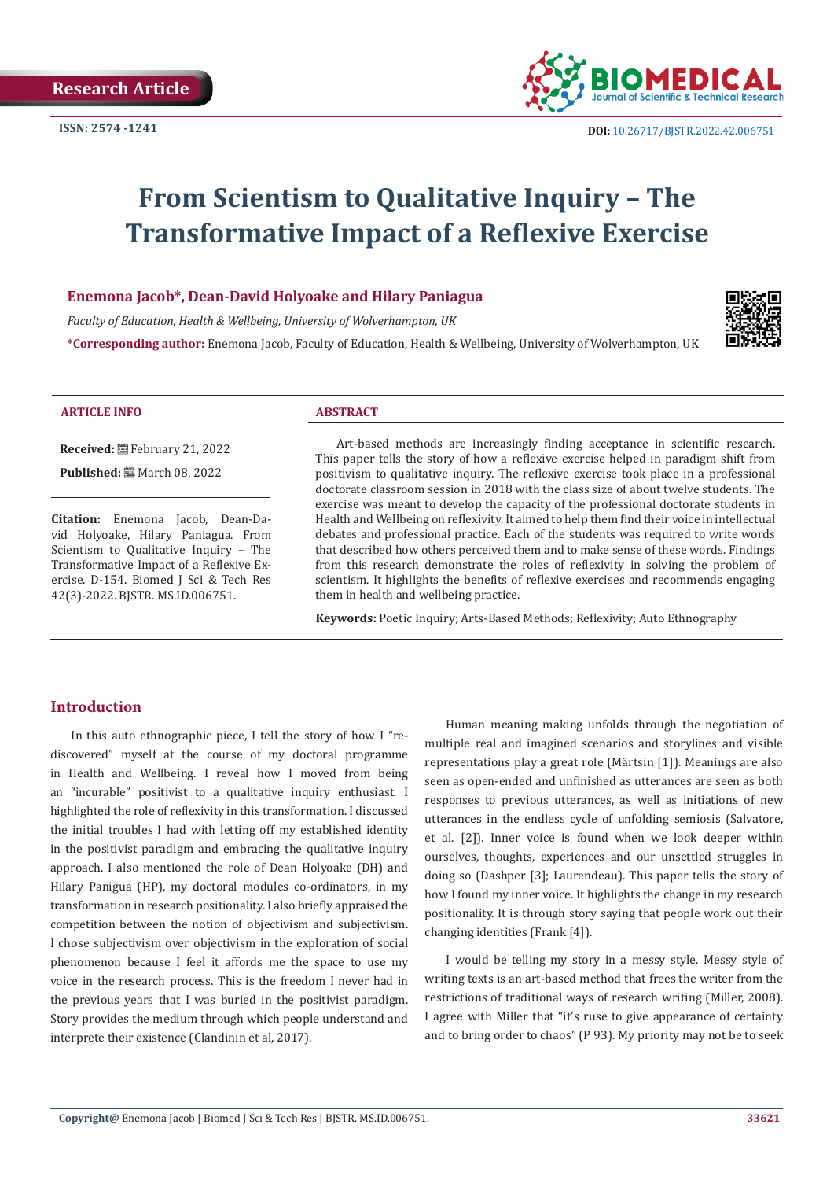Research Article

ISSN: 2574 -1241

DOI: 10.26717/BJSTR.2022.42.006751

# From Scientism to Qualitative Inquiry – The Transformative Impact of a Reflexive Exercise

**Enemona Jacob\*, Dean-David Holyoake and Hilary Paniagua**

*Faculty of Education, Health & Wellbeing, University of Wolverhampton, UK*

**\*Corresponding author:** Enemona Jacob, Faculty of Education, Health & Wellbeing, University of Wolverhampton, UK

**ARTICLE INFO**

**Received:** February 21, 2022

**Published:** March 08, 2022

**Citation:** Enemona Jacob, Dean-David Holyoake, Hilary Paniagua. From Scientism to Qualitative Inquiry – The Transformative Impact of a Reflexive Exercise. D-154. Biomed J Sci & Tech Res 42(3)-2022. BJSTR. MS.ID.006751.

**ABSTRACT**

Art-based methods are increasingly finding acceptance in scientific research. This paper tells the story of how a reflexive exercise helped in paradigm shift from positivism to qualitative inquiry. The reflexive exercise took place in a professional doctorate classroom session in 2018 with the class size of about twelve students. The exercise was meant to develop the capacity of the professional doctorate students in Health and Wellbeing on reflexivity. It aimed to help them find their voice in intellectual debates and professional practice. Each of the students was required to write words that described how others perceived them and to make sense of these words. Findings from this research demonstrate the roles of reflexivity in solving the problem of scientism. It highlights the benefits of reflexive exercises and recommends engaging them in health and wellbeing practice.

**Keywords:** Poetic Inquiry; Arts-Based Methods; Reflexivity; Auto Ethnography

## Introduction

In this auto ethnographic piece, I tell the story of how I "rediscovered" myself at the course of my doctoral programme in Health and Wellbeing. I reveal how I moved from being an "incurable" positivist to a qualitative inquiry enthusiast. I highlighted the role of reflexivity in this transformation. I discussed the initial troubles I had with letting off my established identity in the positivist paradigm and embracing the qualitative inquiry approach. I also mentioned the role of Dean Holyoake (DH) and Hilary Panigua (HP), my doctoral modules co-ordinators, in my transformation in research positionality. I also briefly appraised the competition between the notion of objectivism and subjectivism. I chose subjectivism over objectivism in the exploration of social phenomenon because I feel it affords me the space to use my voice in the research process. This is the freedom I never had in the previous years that I was buried in the positivist paradigm. Story provides the medium through which people understand and interprete their existence (Clandinin et al, 2017).

Human meaning making unfolds through the negotiation of multiple real and imagined scenarios and storylines and visible representations play a great role (Märtsin [1]). Meanings are also seen as open-ended and unfinished as utterances are seen as both responses to previous utterances, as well as initiations of new utterances in the endless cycle of unfolding semiosis (Salvatore, et al. [2]). Inner voice is found when we look deeper within ourselves, thoughts, experiences and our unsettled struggles in doing so (Dashper [3]; Laurendeau). This paper tells the story of how I found my inner voice. It highlights the change in my research positionality. It is through story saying that people work out their changing identities (Frank [4]).

I would be telling my story in a messy style. Messy style of writing texts is an art-based method that frees the writer from the restrictions of traditional ways of research writing (Miller, 2008). I agree with Miller that "it's ruse to give appearance of certainty and to bring order to chaos" (P 93). My priority may not be to seek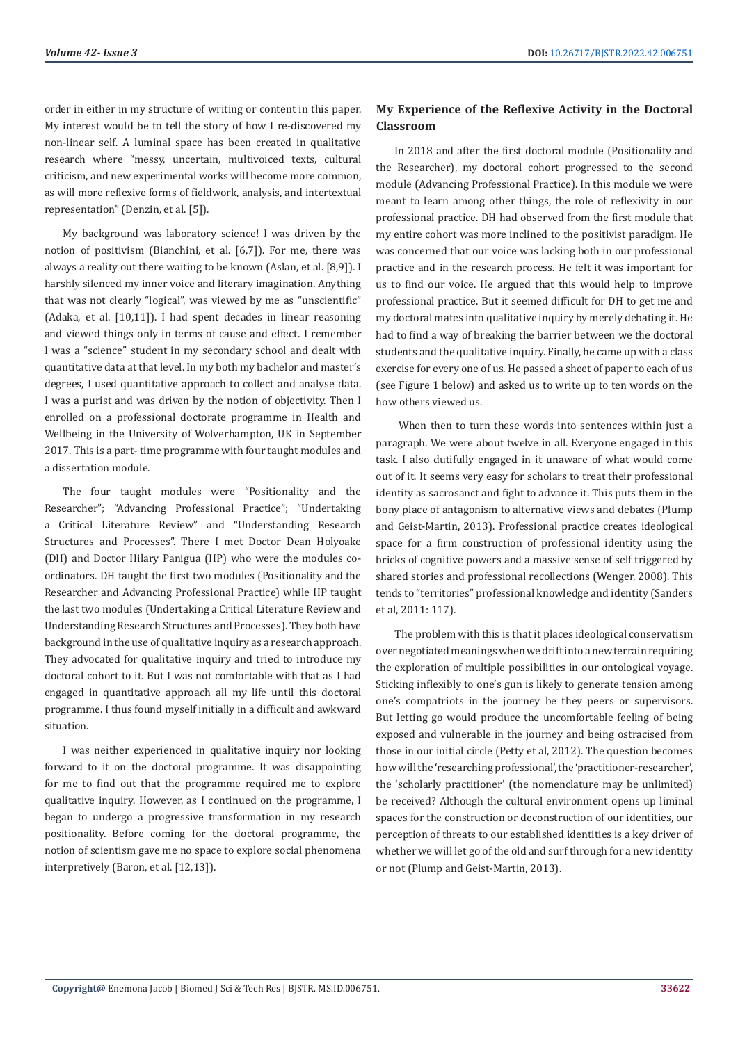order in either in my structure of writing or content in this paper. My interest would be to tell the story of how I re-discovered my non-linear self. A luminal space has been created in qualitative research where "messy, uncertain, multivoiced texts, cultural criticism, and new experimental works will become more common, as will more reflexive forms of fieldwork, analysis, and intertextual representation" (Denzin, et al. [5]).

My background was laboratory science! I was driven by the notion of positivism (Bianchini, et al. [6,7]). For me, there was always a reality out there waiting to be known (Aslan, et al. [8,9]). I harshly silenced my inner voice and literary imagination. Anything that was not clearly "logical", was viewed by me as "unscientific" (Adaka, et al. [10,11]). I had spent decades in linear reasoning and viewed things only in terms of cause and effect. I remember I was a "science" student in my secondary school and dealt with quantitative data at that level. In my both my bachelor and master's degrees, I used quantitative approach to collect and analyse data. I was a purist and was driven by the notion of objectivity. Then I enrolled on a professional doctorate programme in Health and Wellbeing in the University of Wolverhampton, UK in September 2017. This is a part- time programme with four taught modules and a dissertation module.

The four taught modules were "Positionality and the Researcher"; "Advancing Professional Practice"; "Undertaking a Critical Literature Review" and "Understanding Research Structures and Processes". There I met Doctor Dean Holyoake (DH) and Doctor Hilary Panigua (HP) who were the modules co-ordinators. DH taught the first two modules (Positionality and the Researcher and Advancing Professional Practice) while HP taught the last two modules (Undertaking a Critical Literature Review and Understanding Research Structures and Processes). They both have background in the use of qualitative inquiry as a research approach. They advocated for qualitative inquiry and tried to introduce my doctoral cohort to it. But I was not comfortable with that as I had engaged in quantitative approach all my life until this doctoral programme. I thus found myself initially in a difficult and awkward situation.

I was neither experienced in qualitative inquiry nor looking forward to it on the doctoral programme. It was disappointing for me to find out that the programme required me to explore qualitative inquiry. However, as I continued on the programme, I began to undergo a progressive transformation in my research positionality. Before coming for the doctoral programme, the notion of scientism gave me no space to explore social phenomena interpretively (Baron, et al. [12,13]).

## My Experience of the Reflexive Activity in the Doctoral Classroom

In 2018 and after the first doctoral module (Positionality and the Researcher), my doctoral cohort progressed to the second module (Advancing Professional Practice). In this module we were meant to learn among other things, the role of reflexivity in our professional practice. DH had observed from the first module that my entire cohort was more inclined to the positivist paradigm. He was concerned that our voice was lacking both in our professional practice and in the research process. He felt it was important for us to find our voice. He argued that this would help to improve professional practice. But it seemed difficult for DH to get me and my doctoral mates into qualitative inquiry by merely debating it. He had to find a way of breaking the barrier between we the doctoral students and the qualitative inquiry. Finally, he came up with a class exercise for every one of us. He passed a sheet of paper to each of us (see Figure 1 below) and asked us to write up to ten words on the how others viewed us.

When then to turn these words into sentences within just a paragraph. We were about twelve in all. Everyone engaged in this task. I also dutifully engaged in it unaware of what would come out of it. It seems very easy for scholars to treat their professional identity as sacrosanct and fight to advance it. This puts them in the bony place of antagonism to alternative views and debates (Plump and Geist-Martin, 2013). Professional practice creates ideological space for a firm construction of professional identity using the bricks of cognitive powers and a massive sense of self triggered by shared stories and professional recollections (Wenger, 2008). This tends to "territories" professional knowledge and identity (Sanders et al, 2011: 117).

The problem with this is that it places ideological conservatism over negotiated meanings when we drift into a new terrain requiring the exploration of multiple possibilities in our ontological voyage. Sticking inflexibly to one's gun is likely to generate tension among one's compatriots in the journey be they peers or supervisors. But letting go would produce the uncomfortable feeling of being exposed and vulnerable in the journey and being ostracised from those in our initial circle (Petty et al, 2012). The question becomes how will the 'researching professional', the 'practitioner-researcher', the 'scholarly practitioner' (the nomenclature may be unlimited) be received? Although the cultural environment opens up liminal spaces for the construction or deconstruction of our identities, our perception of threats to our established identities is a key driver of whether we will let go of the old and surf through for a new identity or not (Plump and Geist-Martin, 2013).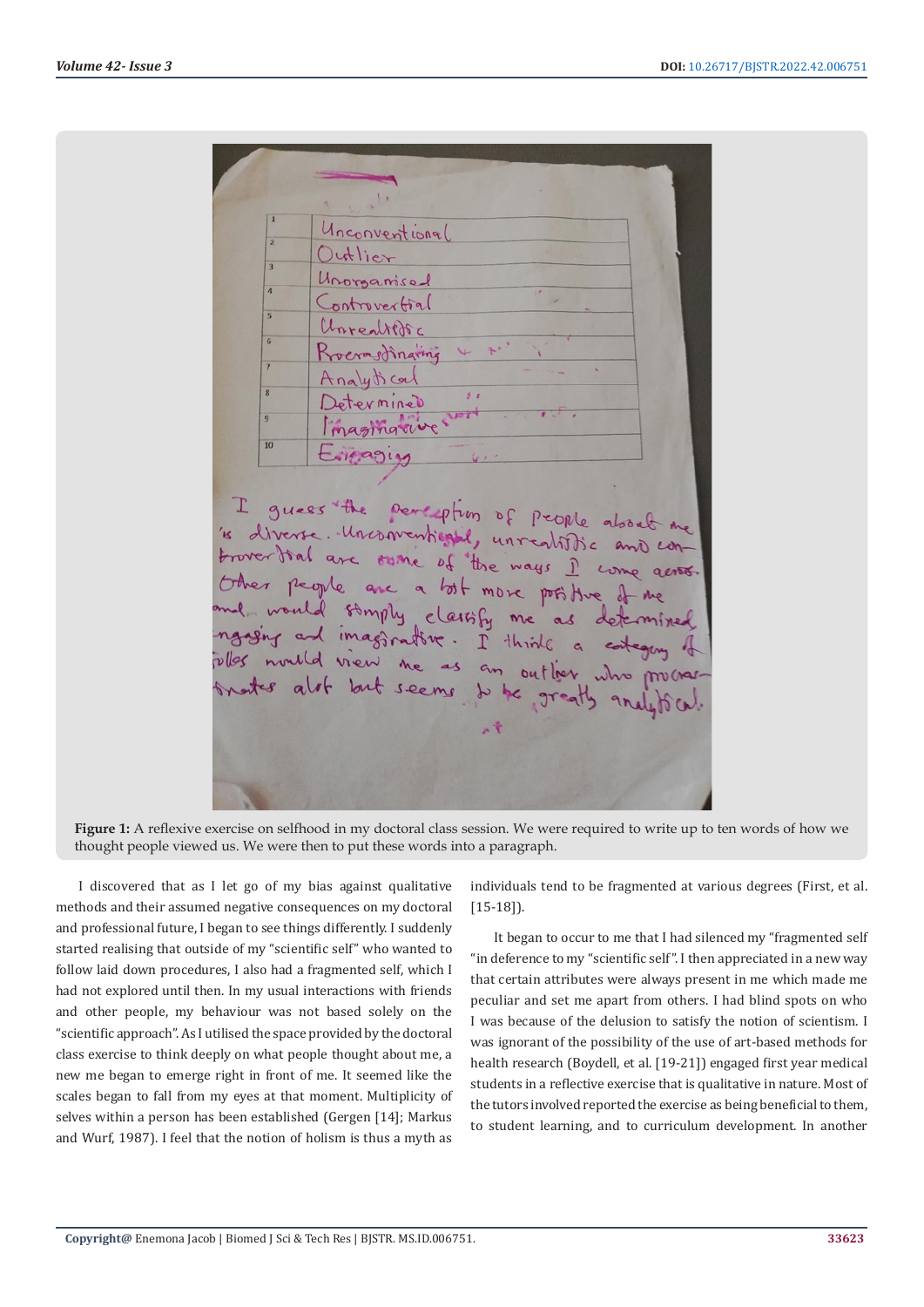Figure 1: A reflexive exercise on selfhood in my doctoral class session. We were required to write up to ten words of how we thought people viewed us. We were then to put these words into a paragraph.

I discovered that as I let go of my bias against qualitative methods and their assumed negative consequences on my doctoral and professional future, I began to see things differently. I suddenly started realising that outside of my "scientific self" who wanted to follow laid down procedures, I also had a fragmented self, which I had not explored until then. In my usual interactions with friends and other people, my behaviour was not based solely on the "scientific approach". As I utilised the space provided by the doctoral class exercise to think deeply on what people thought about me, a new me began to emerge right in front of me. It seemed like the scales began to fall from my eyes at that moment. Multiplicity of selves within a person has been established (Gergen [14]; Markus and Wurf, 1987). I feel that the notion of holism is thus a myth as individuals tend to be fragmented at various degrees (First, et al. [15-18]).

It began to occur to me that I had silenced my "fragmented self "in deference to my "scientific self". I then appreciated in a new way that certain attributes were always present in me which made me peculiar and set me apart from others. I had blind spots on who I was because of the delusion to satisfy the notion of scientism. I was ignorant of the possibility of the use of art-based methods for health research (Boydell, et al. [19-21]) engaged first year medical students in a reflective exercise that is qualitative in nature. Most of the tutors involved reported the exercise as being beneficial to them, to student learning, and to curriculum development. In another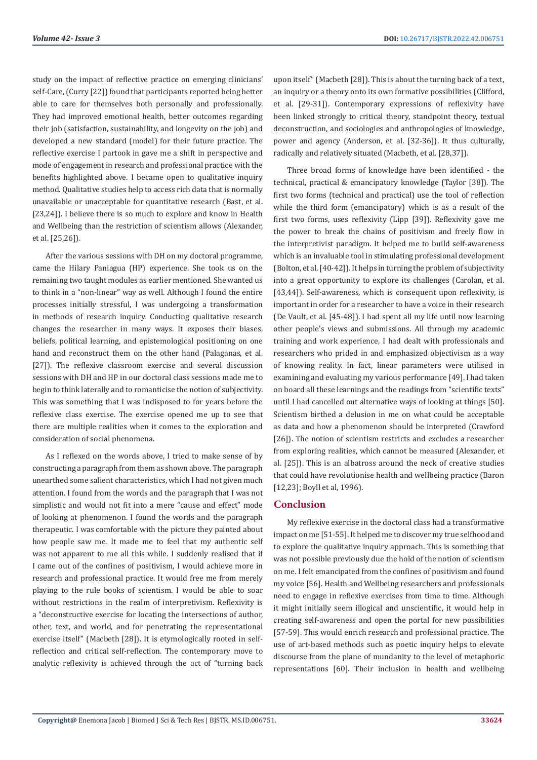study on the impact of reflective practice on emerging clinicians' self-Care, (Curry [22]) found that participants reported being better able to care for themselves both personally and professionally. They had improved emotional health, better outcomes regarding their job (satisfaction, sustainability, and longevity on the job) and developed a new standard (model) for their future practice. The reflective exercise I partook in gave me a shift in perspective and mode of engagement in research and professional practice with the benefits highlighted above. I became open to qualitative inquiry method. Qualitative studies help to access rich data that is normally unavailable or unacceptable for quantitative research (Bast, et al. [23,24]). I believe there is so much to explore and know in Health and Wellbeing than the restriction of scientism allows (Alexander, et al. [25,26]).

After the various sessions with DH on my doctoral programme, came the Hilary Paniagua (HP) experience. She took us on the remaining two taught modules as earlier mentioned. She wanted us to think in a "non-linear" way as well. Although I found the entire processes initially stressful, I was undergoing a transformation in methods of research inquiry. Conducting qualitative research changes the researcher in many ways. It exposes their biases, beliefs, political learning, and epistemological positioning on one hand and reconstruct them on the other hand (Palaganas, et al. [27]). The reflexive classroom exercise and several discussion sessions with DH and HP in our doctoral class sessions made me to begin to think laterally and to romanticise the notion of subjectivity. This was something that I was indisposed to for years before the reflexive class exercise. The exercise opened me up to see that there are multiple realities when it comes to the exploration and consideration of social phenomena.

As I reflexed on the words above, I tried to make sense of by constructing a paragraph from them as shown above. The paragraph unearthed some salient characteristics, which I had not given much attention. I found from the words and the paragraph that I was not simplistic and would not fit into a mere "cause and effect" mode of looking at phenomenon. I found the words and the paragraph therapeutic. I was comfortable with the picture they painted about how people saw me. It made me to feel that my authentic self was not apparent to me all this while. I suddenly realised that if I came out of the confines of positivism, I would achieve more in research and professional practice. It would free me from merely playing to the rule books of scientism. I would be able to soar without restrictions in the realm of interpretivism. Reflexivity is a "deconstructive exercise for locating the intersections of author, other, text, and world, and for penetrating the representational exercise itself" (Macbeth [28]). It is etymologically rooted in self-reflection and critical self-reflection. The contemporary move to analytic reflexivity is achieved through the act of "turning back upon itself" (Macbeth [28]). This is about the turning back of a text, an inquiry or a theory onto its own formative possibilities (Clifford, et al. [29-31]). Contemporary expressions of reflexivity have been linked strongly to critical theory, standpoint theory, textual deconstruction, and sociologies and anthropologies of knowledge, power and agency (Anderson, et al. [32-36]). It thus culturally, radically and relatively situated (Macbeth, et al. [28,37]).

Three broad forms of knowledge have been identified - the technical, practical & emancipatory knowledge (Taylor [38]). The first two forms (technical and practical) use the tool of reflection while the third form (emancipatory) which is as a result of the first two forms, uses reflexivity (Lipp [39]). Reflexivity gave me the power to break the chains of positivism and freely flow in the interpretivist paradigm. It helped me to build self-awareness which is an invaluable tool in stimulating professional development (Bolton, et al. [40-42]). It helps in turning the problem of subjectivity into a great opportunity to explore its challenges (Carolan, et al. [43,44]). Self-awareness, which is consequent upon reflexivity, is important in order for a researcher to have a voice in their research (De Vault, et al. [45-48]). I had spent all my life until now learning other people's views and submissions. All through my academic training and work experience, I had dealt with professionals and researchers who prided in and emphasized objectivism as a way of knowing reality. In fact, linear parameters were utilised in examining and evaluating my various performance [49]. I had taken on board all these learnings and the readings from "scientific texts" until I had cancelled out alternative ways of looking at things [50]. Scientism birthed a delusion in me on what could be acceptable as data and how a phenomenon should be interpreted (Crawford [26]). The notion of scientism restricts and excludes a researcher from exploring realities, which cannot be measured (Alexander, et al. [25]). This is an albatross around the neck of creative studies that could have revolutionise health and wellbeing practice (Baron [12,23]; Boyll et al, 1996).

## Conclusion

My reflexive exercise in the doctoral class had a transformative impact on me [51-55]. It helped me to discover my true selfhood and to explore the qualitative inquiry approach. This is something that was not possible previously due the hold of the notion of scientism on me. I felt emancipated from the confines of positivism and found my voice [56]. Health and Wellbeing researchers and professionals need to engage in reflexive exercises from time to time. Although it might initially seem illogical and unscientific, it would help in creating self-awareness and open the portal for new possibilities [57-59]. This would enrich research and professional practice. The use of art-based methods such as poetic inquiry helps to elevate discourse from the plane of mundanity to the level of metaphoric representations [60]. Their inclusion in health and wellbeing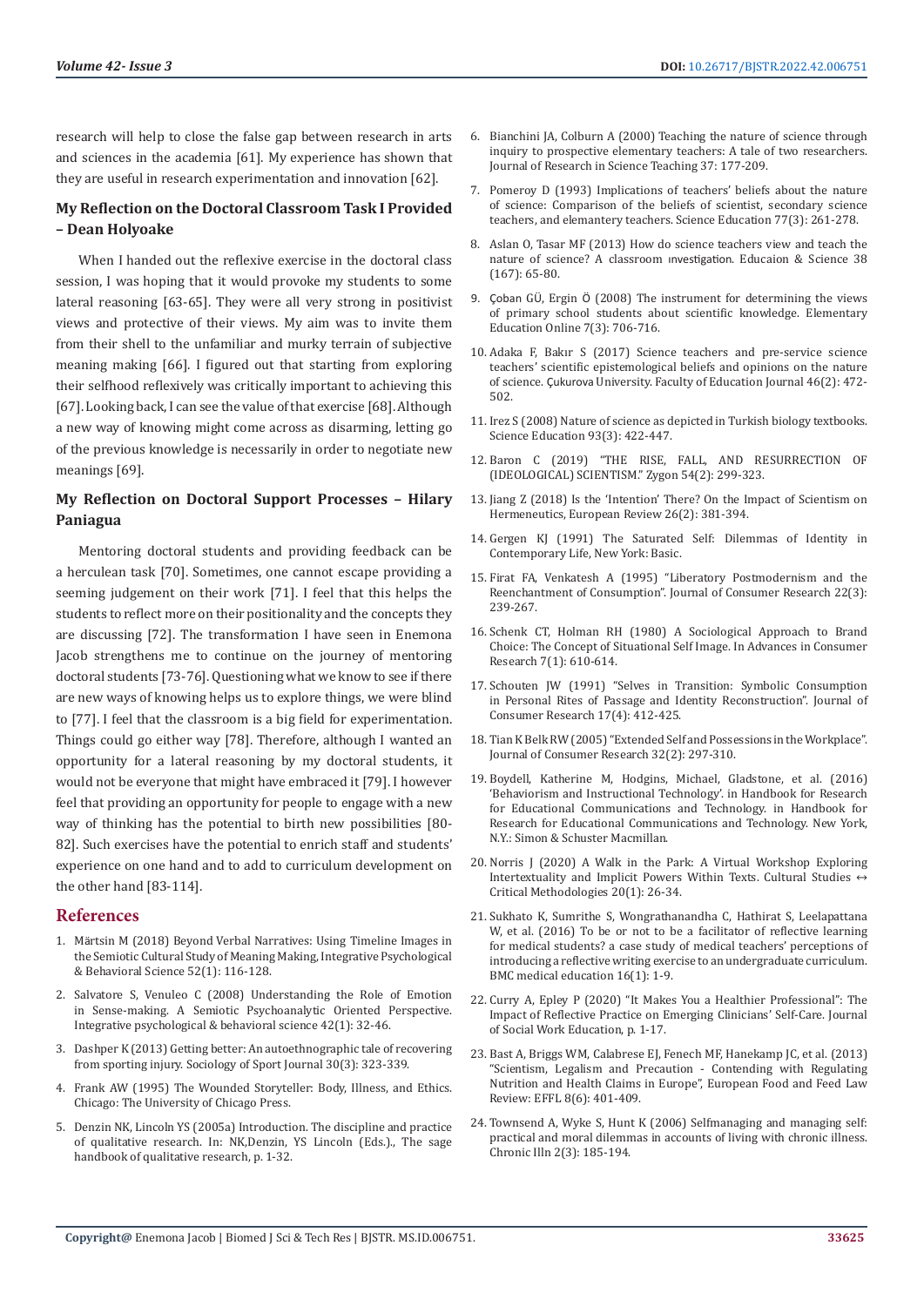research will help to close the false gap between research in arts and sciences in the academia [61]. My experience has shown that they are useful in research experimentation and innovation [62].

## My Reflection on the Doctoral Classroom Task I Provided – Dean Holyoake

When I handed out the reflexive exercise in the doctoral class session, I was hoping that it would provoke my students to some lateral reasoning [63-65]. They were all very strong in positivist views and protective of their views. My aim was to invite them from their shell to the unfamiliar and murky terrain of subjective meaning making [66]. I figured out that starting from exploring their selfhood reflexively was critically important to achieving this [67]. Looking back, I can see the value of that exercise [68]. Although a new way of knowing might come across as disarming, letting go of the previous knowledge is necessarily in order to negotiate new meanings [69].

## My Reflection on Doctoral Support Processes – Hilary Paniagua

Mentoring doctoral students and providing feedback can be a herculean task [70]. Sometimes, one cannot escape providing a seeming judgement on their work [71]. I feel that this helps the students to reflect more on their positionality and the concepts they are discussing [72]. The transformation I have seen in Enemona Jacob strengthens me to continue on the journey of mentoring doctoral students [73-76]. Questioning what we know to see if there are new ways of knowing helps us to explore things, we were blind to [77]. I feel that the classroom is a big field for experimentation. Things could go either way [78]. Therefore, although I wanted an opportunity for a lateral reasoning by my doctoral students, it would not be everyone that might have embraced it [79]. I however feel that providing an opportunity for people to engage with a new way of thinking has the potential to birth new possibilities [80-82]. Such exercises have the potential to enrich staff and students' experience on one hand and to add to curriculum development on the other hand [83-114].

# References

1. Märtsin M (2018) Beyond Verbal Narratives: Using Timeline Images in the Semiotic Cultural Study of Meaning Making, Integrative Psychological & Behavioral Science 52(1): 116-128.
2. Salvatore S, Venuleo C (2008) Understanding the Role of Emotion in Sense-making. A Semiotic Psychoanalytic Oriented Perspective. Integrative psychological & behavioral science 42(1): 32-46.
3. Dashper K (2013) Getting better: An autoethnographic tale of recovering from sporting injury. Sociology of Sport Journal 30(3): 323-339.
4. Frank AW (1995) The Wounded Storyteller: Body, Illness, and Ethics. Chicago: The University of Chicago Press.
5. Denzin NK, Lincoln YS (2005a) Introduction. The discipline and practice of qualitative research. In: NK,Denzin, YS Lincoln (Eds.)., The sage handbook of qualitative research, p. 1-32.
6. Bianchini JA, Colburn A (2000) Teaching the nature of science through inquiry to prospective elementary teachers: A tale of two researchers. Journal of Research in Science Teaching 37: 177-209.
7. Pomeroy D (1993) Implications of teachers' beliefs about the nature of science: Comparison of the beliefs of scientist, secondary science teachers, and elemantery teachers. Science Education 77(3): 261-278.
8. Aslan O, Tasar MF (2013) How do science teachers view and teach the nature of science? A classroom ınvestigation. Educaion & Science 38 (167): 65-80.
9. Çoban GÜ, Ergin Ö (2008) The instrument for determining the views of primary school students about scientific knowledge. Elementary Education Online 7(3): 706-716.
10. Adaka F, Bakır S (2017) Science teachers and pre-service science teachers' scientific epistemological beliefs and opinions on the nature of science. Çukurova University. Faculty of Education Journal 46(2): 472-502.
11. Irez S (2008) Nature of science as depicted in Turkish biology textbooks. Science Education 93(3): 422-447.
12. Baron C (2019) "THE RISE, FALL, AND RESURRECTION OF (IDEOLOGICAL) SCIENTISM." Zygon 54(2): 299-323.
13. Jiang Z (2018) Is the 'Intention' There? On the Impact of Scientism on Hermeneutics, European Review 26(2): 381-394.
14. Gergen KJ (1991) The Saturated Self: Dilemmas of Identity in Contemporary Life, New York: Basic.
15. Firat FA, Venkatesh A (1995) "Liberatory Postmodernism and the Reenchantment of Consumption". Journal of Consumer Research 22(3): 239-267.
16. Schenk CT, Holman RH (1980) A Sociological Approach to Brand Choice: The Concept of Situational Self Image. In Advances in Consumer Research 7(1): 610-614.
17. Schouten JW (1991) "Selves in Transition: Symbolic Consumption in Personal Rites of Passage and Identity Reconstruction". Journal of Consumer Research 17(4): 412-425.
18. Tian K Belk RW (2005) "Extended Self and Possessions in the Workplace". Journal of Consumer Research 32(2): 297-310.
19. Boydell, Katherine M, Hodgins, Michael, Gladstone, et al. (2016) 'Behaviorism and Instructional Technology'. in Handbook for Research for Educational Communications and Technology. in Handbook for Research for Educational Communications and Technology. New York, N.Y.: Simon & Schuster Macmillan.
20. Norris J (2020) A Walk in the Park: A Virtual Workshop Exploring Intertextuality and Implicit Powers Within Texts. Cultural Studies ↔ Critical Methodologies 20(1): 26-34.
21. Sukhato K, Sumrithe S, Wongrathanandha C, Hathirat S, Leelapattana W, et al. (2016) To be or not to be a facilitator of reflective learning for medical students? a case study of medical teachers' perceptions of introducing a reflective writing exercise to an undergraduate curriculum. BMC medical education 16(1): 1-9.
22. Curry A, Epley P (2020) "It Makes You a Healthier Professional": The Impact of Reflective Practice on Emerging Clinicians' Self-Care. Journal of Social Work Education, p. 1-17.
23. Bast A, Briggs WM, Calabrese EJ, Fenech MF, Hanekamp JC, et al. (2013) "Scientism, Legalism and Precaution - Contending with Regulating Nutrition and Health Claims in Europe", European Food and Feed Law Review: EFFL 8(6): 401-409.
24. Townsend A, Wyke S, Hunt K (2006) Selfmanaging and managing self: practical and moral dilemmas in accounts of living with chronic illness. Chronic Illn 2(3): 185-194.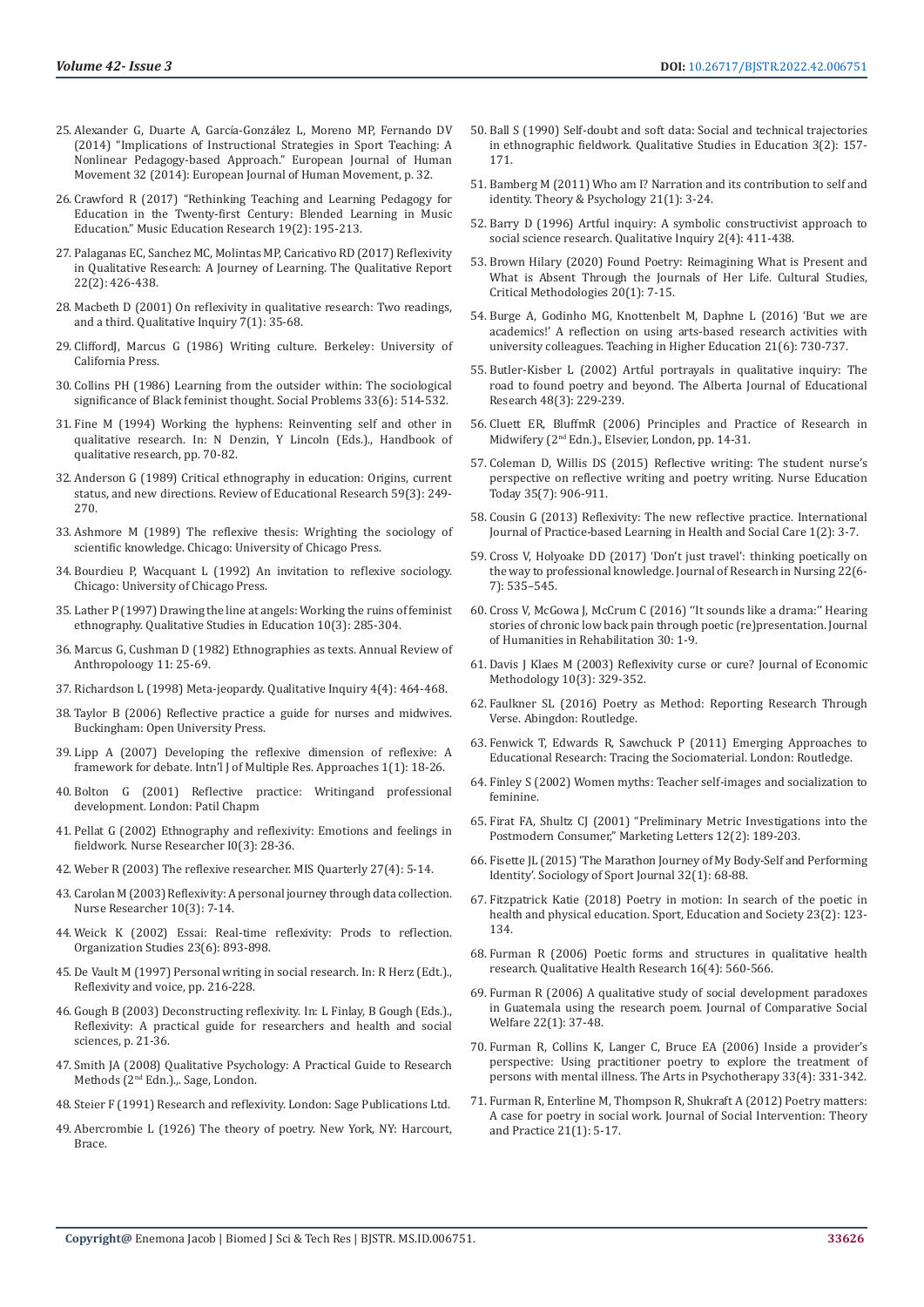25. Alexander G, Duarte A, García-González L, Moreno MP, Fernando DV (2014) "Implications of Instructional Strategies in Sport Teaching: A Nonlinear Pedagogy-based Approach." European Journal of Human Movement 32 (2014): European Journal of Human Movement, p. 32.

26. Crawford R (2017) "Rethinking Teaching and Learning Pedagogy for Education in the Twenty-first Century: Blended Learning in Music Education." Music Education Research 19(2): 195-213.

27. Palaganas EC, Sanchez MC, Molintas MP, Caricativo RD (2017) Reflexivity in Qualitative Research: A Journey of Learning. The Qualitative Report 22(2): 426-438.

28. Macbeth D (2001) On reflexivity in qualitative research: Two readings, and a third. Qualitative Inquiry 7(1): 35-68.

29. CliffordJ, Marcus G (1986) Writing culture. Berkeley: University of California Press.

30. Collins PH (1986) Learning from the outsider within: The sociological significance of Black feminist thought. Social Problems 33(6): 514-532.

31. Fine M (1994) Working the hyphens: Reinventing self and other in qualitative research. In: N Denzin, Y Lincoln (Eds.), Handbook of qualitative research, pp. 70-82.

32. Anderson G (1989) Critical ethnography in education: Origins, current status, and new directions. Review of Educational Research 59(3): 249-270.

33. Ashmore M (1989) The reflexive thesis: Wrighting the sociology of scientific knowledge. Chicago: University of Chicago Press.

34. Bourdieu P, Wacquant L (1992) An invitation to reflexive sociology. Chicago: University of Chicago Press.

35. Lather P (1997) Drawing the line at angels: Working the ruins of feminist ethnography. Qualitative Studies in Education 10(3): 285-304.

36. Marcus G, Cushman D (1982) Ethnographies as texts. Annual Review of Anthropoloogy 11: 25-69.

37. Richardson L (1998) Meta-jeopardy. Qualitative Inquiry 4(4): 464-468.

38. Taylor B (2006) Reflective practice a guide for nurses and midwives. Buckingham: Open University Press.

39. Lipp A (2007) Developing the reflexive dimension of reflexive: A framework for debate. Intn'l J of Multiple Res. Approaches 1(1): 18-26.

40. Bolton G (2001) Reflective practice: Writingand professional development. London: Patil Chapm

41. Pellat G (2002) Ethnography and reflexivity: Emotions and feelings in fieldwork. Nurse Researcher I0(3): 28-36.

42. Weber R (2003) The reflexive researcher. MIS Quarterly 27(4): 5-14.

43. Carolan M (2003) Reflexivity: A personal journey through data collection. Nurse Researcher 10(3): 7-14.

44. Weick K (2002) Essai: Real-time reflexivity: Prods to reflection. Organization Studies 23(6): 893-898.

45. De Vault M (1997) Personal writing in social research. In: R Herz (Edt.), Reflexivity and voice, pp. 216-228.

46. Gough B (2003) Deconstructing reflexivity. In: L Finlay, B Gough (Eds.), Reflexivity: A practical guide for researchers and health and social sciences, p. 21-36.

47. Smith JA (2008) Qualitative Psychology: A Practical Guide to Research Methods (2nd Edn.),. Sage, London.

48. Steier F (1991) Research and reflexivity. London: Sage Publications Ltd.

49. Abercrombie L (1926) The theory of poetry. New York, NY: Harcourt, Brace.

50. Ball S (1990) Self-doubt and soft data: Social and technical trajectories in ethnographic fieldwork. Qualitative Studies in Education 3(2): 157-171.

51. Bamberg M (2011) Who am I? Narration and its contribution to self and identity. Theory & Psychology 21(1): 3-24.

52. Barry D (1996) Artful inquiry: A symbolic constructivist approach to social science research. Qualitative Inquiry 2(4): 411-438.

53. Brown Hilary (2020) Found Poetry: Reimagining What is Present and What is Absent Through the Journals of Her Life. Cultural Studies, Critical Methodologies 20(1): 7-15.

54. Burge A, Godinho MG, Knottenbelt M, Daphne L (2016) 'But we are academics!' A reflection on using arts-based research activities with university colleagues. Teaching in Higher Education 21(6): 730-737.

55. Butler-Kisber L (2002) Artful portrayals in qualitative inquiry: The road to found poetry and beyond. The Alberta Journal of Educational Research 48(3): 229-239.

56. Cluett ER, BluffmR (2006) Principles and Practice of Research in Midwifery (2nd Edn.), Elsevier, London, pp. 14-31.

57. Coleman D, Willis DS (2015) Reflective writing: The student nurse's perspective on reflective writing and poetry writing. Nurse Education Today 35(7): 906-911.

58. Cousin G (2013) Reflexivity: The new reflective practice. International Journal of Practice-based Learning in Health and Social Care 1(2): 3-7.

59. Cross V, Holyoake DD (2017) 'Don't just travel': thinking poetically on the way to professional knowledge. Journal of Research in Nursing 22(6-7): 535–545.

60. Cross V, McGowa J, McCrum C (2016) ''It sounds like a drama:'' Hearing stories of chronic low back pain through poetic (re)presentation. Journal of Humanities in Rehabilitation 30: 1-9.

61. Davis J Klaes M (2003) Reflexivity curse or cure? Journal of Economic Methodology 10{3): 329-352.

62. Faulkner SL (2016) Poetry as Method: Reporting Research Through Verse. Abingdon: Routledge.

63. Fenwick T, Edwards R, Sawchuck P (2011) Emerging Approaches to Educational Research: Tracing the Sociomaterial. London: Routledge.

64. Finley S (2002) Women myths: Teacher self-images and socialization to feminine.

65. Firat FA, Shultz CJ (2001) "Preliminary Metric Investigations into the Postmodern Consumer," Marketing Letters 12(2): 189-203.

66. Fisette JL (2015) 'The Marathon Journey of My Body-Self and Performing Identity'. Sociology of Sport Journal 32(1): 68-88.

67. Fitzpatrick Katie (2018) Poetry in motion: In search of the poetic in health and physical education. Sport, Education and Society 23(2): 123-134.

68. Furman R (2006) Poetic forms and structures in qualitative health research. Qualitative Health Research 16(4): 560-566.

69. Furman R (2006) A qualitative study of social development paradoxes in Guatemala using the research poem. Journal of Comparative Social Welfare 22(1): 37-48.

70. Furman R, Collins K, Langer C, Bruce EA (2006) Inside a provider's perspective: Using practitioner poetry to explore the treatment of persons with mental illness. The Arts in Psychotherapy 33(4): 331-342.

71. Furman R, Enterline M, Thompson R, Shukraft A (2012) Poetry matters: A case for poetry in social work. Journal of Social Intervention: Theory and Practice 21(1): 5-17.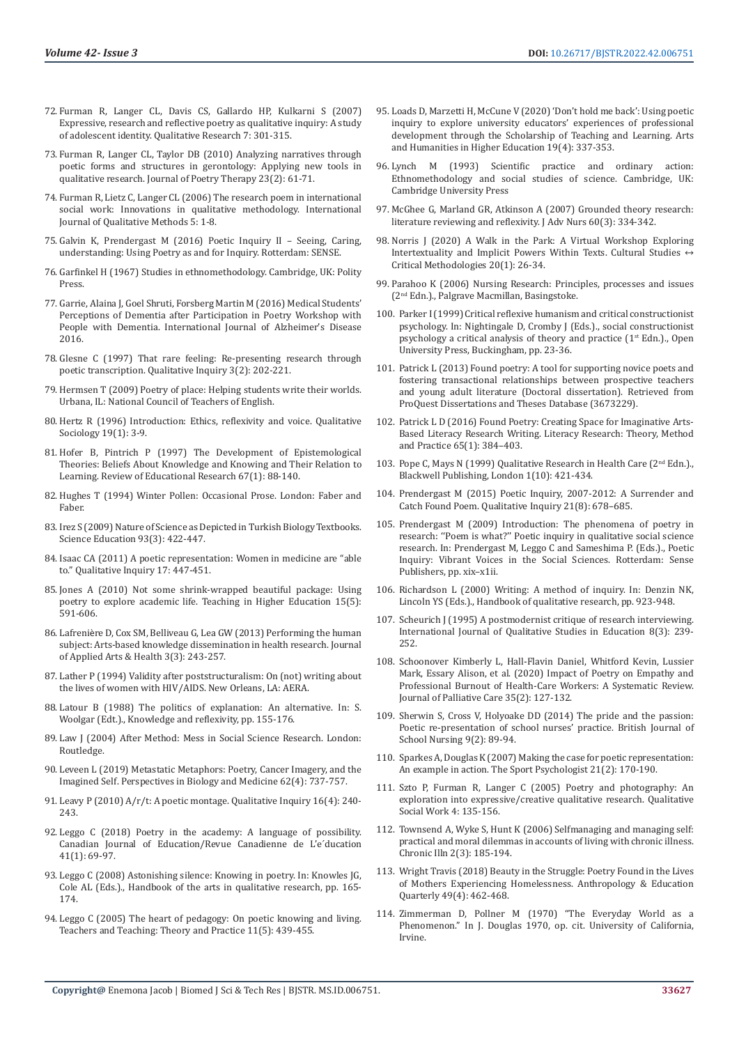72. Furman R, Langer CL, Davis CS, Gallardo HP, Kulkarni S (2007) Expressive, research and reflective poetry as qualitative inquiry: A study of adolescent identity. Qualitative Research 7: 301-315.
73. Furman R, Langer CL, Taylor DB (2010) Analyzing narratives through poetic forms and structures in gerontology: Applying new tools in qualitative research. Journal of Poetry Therapy 23(2): 61-71.
74. Furman R, Lietz C, Langer CL (2006) The research poem in international social work: Innovations in qualitative methodology. International Journal of Qualitative Methods 5: 1-8.
75. Galvin K, Prendergast M (2016) Poetic Inquiry II – Seeing, Caring, understanding: Using Poetry as and for Inquiry. Rotterdam: SENSE.
76. Garfinkel H (1967) Studies in ethnomethodology. Cambridge, UK: Polity Press.
77. Garrie, Alaina J, Goel Shruti, Forsberg Martin M (2016) Medical Students' Perceptions of Dementia after Participation in Poetry Workshop with People with Dementia. International Journal of Alzheimer's Disease 2016.
78. Glesne C (1997) That rare feeling: Re-presenting research through poetic transcription. Qualitative Inquiry 3(2): 202-221.
79. Hermsen T (2009) Poetry of place: Helping students write their worlds. Urbana, IL: National Council of Teachers of English.
80. Hertz R (1996) Introduction: Ethics, reflexivity and voice. Qualitative Sociology 19(1): 3-9.
81. Hofer B, Pintrich P (1997) The Development of Epistemological Theories: Beliefs About Knowledge and Knowing and Their Relation to Learning. Review of Educational Research 67(1): 88-140.
82. Hughes T (1994) Winter Pollen: Occasional Prose. London: Faber and Faber.
83. Irez S (2009) Nature of Science as Depicted in Turkish Biology Textbooks. Science Education 93(3): 422-447.
84. Isaac CA (2011) A poetic representation: Women in medicine are "able to." Qualitative Inquiry 17: 447-451.
85. Jones A (2010) Not some shrink-wrapped beautiful package: Using poetry to explore academic life. Teaching in Higher Education 15(5): 591-606.
86. Lafrenière D, Cox SM, Belliveau G, Lea GW (2013) Performing the human subject: Arts-based knowledge dissemination in health research. Journal of Applied Arts & Health 3(3): 243-257.
87. Lather P (1994) Validity after poststructuralism: On (not) writing about the lives of women with HIV/AIDS. New Orleans, LA: AERA.
88. Latour B (1988) The politics of explanation: An alternative. In: S. Woolgar (Edt.)., Knowledge and reflexivity, pp. 155-176.
89. Law J (2004) After Method: Mess in Social Science Research. London: Routledge.
90. Leveen L (2019) Metastatic Metaphors: Poetry, Cancer Imagery, and the Imagined Self. Perspectives in Biology and Medicine 62(4): 737-757.
91. Leavy P (2010) A/r/t: A poetic montage. Qualitative Inquiry 16(4): 240-243.
92. Leggo C (2018) Poetry in the academy: A language of possibility. Canadian Journal of Education/Revue Canadienne de L'e´ducation 41(1): 69-97.
93. Leggo C (2008) Astonishing silence: Knowing in poetry. In: Knowles JG, Cole AL (Eds.)., Handbook of the arts in qualitative research, pp. 165-174.
94. Leggo C (2005) The heart of pedagogy: On poetic knowing and living. Teachers and Teaching: Theory and Practice 11(5): 439-455.
95. Loads D, Marzetti H, McCune V (2020) 'Don't hold me back': Using poetic inquiry to explore university educators' experiences of professional development through the Scholarship of Teaching and Learning. Arts and Humanities in Higher Education 19(4): 337-353.
96. Lynch M (1993) Scientific practice and ordinary action: Ethnomethodology and social studies of science. Cambridge, UK: Cambridge University Press
97. McGhee G, Marland GR, Atkinson A (2007) Grounded theory research: literature reviewing and reflexivity. J Adv Nurs 60(3): 334-342.
98. Norris J (2020) A Walk in the Park: A Virtual Workshop Exploring Intertextuality and Implicit Powers Within Texts. Cultural Studies ↔ Critical Methodologies 20(1): 26-34.
99. Parahoo K (2006) Nursing Research: Principles, processes and issues (2nd Edn.)., Palgrave Macmillan, Basingstoke.
100. Parker I (1999) Critical reflexive humanism and critical constructionist psychology. In: Nightingale D, Cromby J (Eds.)., social constructionist psychology a critical analysis of theory and practice (1st Edn.)., Open University Press, Buckingham, pp. 23-36.
101. Patrick L (2013) Found poetry: A tool for supporting novice poets and fostering transactional relationships between prospective teachers and young adult literature (Doctoral dissertation). Retrieved from ProQuest Dissertations and Theses Database (3673229).
102. Patrick L D (2016) Found Poetry: Creating Space for Imaginative Arts-Based Literacy Research Writing. Literacy Research: Theory, Method and Practice 65(1): 384–403.
103. Pope C, Mays N (1999) Qualitative Research in Health Care (2nd Edn.)., Blackwell Publishing, London 1(10): 421-434.
104. Prendergast M (2015) Poetic Inquiry, 2007-2012: A Surrender and Catch Found Poem. Qualitative Inquiry 21(8): 678–685.
105. Prendergast M (2009) Introduction: The phenomena of poetry in research: ''Poem is what?'' Poetic inquiry in qualitative social science research. In: Prendergast M, Leggo C and Sameshima P. (Eds.)., Poetic Inquiry: Vibrant Voices in the Social Sciences. Rotterdam: Sense Publishers, pp. xix–x1ii.
106. Richardson L (2000) Writing: A method of inquiry. In: Denzin NK, Lincoln YS (Eds.)., Handbook of qualitative research, pp. 923-948.
107. Scheurich J (1995) A postmodernist critique of research interviewing. International Journal of Qualitative Studies in Education 8(3): 239-252.
108. Schoonover Kimberly L, Hall-Flavin Daniel, Whitford Kevin, Lussier Mark, Essary Alison, et al. (2020) Impact of Poetry on Empathy and Professional Burnout of Health-Care Workers: A Systematic Review. Journal of Palliative Care 35(2): 127-132.
109. Sherwin S, Cross V, Holyoake DD (2014) The pride and the passion: Poetic re-presentation of school nurses' practice. British Journal of School Nursing 9(2): 89-94.
110. Sparkes A, Douglas K (2007) Making the case for poetic representation: An example in action. The Sport Psychologist 21(2): 170-190.
111. Szto P, Furman R, Langer C (2005) Poetry and photography: An exploration into expressive/creative qualitative research. Qualitative Social Work 4: 135-156.
112. Townsend A, Wyke S, Hunt K (2006) Selfmanaging and managing self: practical and moral dilemmas in accounts of living with chronic illness. Chronic Illn 2(3): 185-194.
113. Wright Travis (2018) Beauty in the Struggle: Poetry Found in the Lives of Mothers Experiencing Homelessness. Anthropology & Education Quarterly 49(4): 462-468.
114. Zimmerman D, Pollner M (1970) "The Everyday World as a Phenomenon." In J. Douglas 1970, op. cit. University of California, Irvine.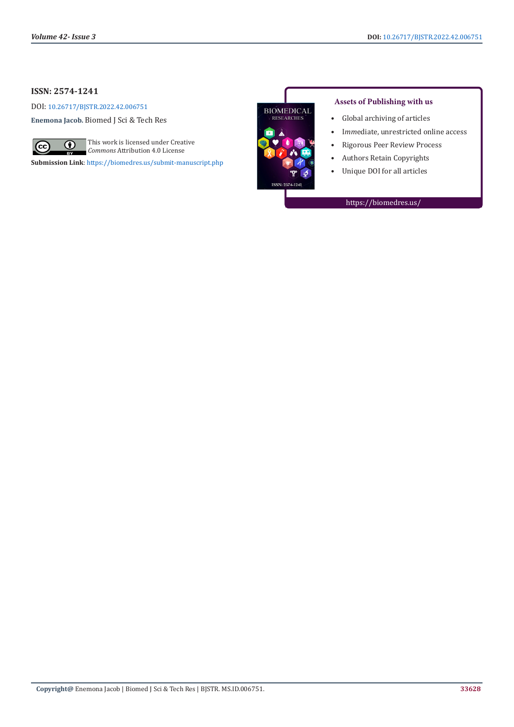**ISSN: 2574-1241**

DOI: 10.26717/BJSTR.2022.42.006751

**Enemona Jacob**. Biomed J Sci & Tech Res

This work is licensed under Creative *Commons* Attribution 4.0 License

**Submission Link**: https://biomedres.us/submit-manuscript.php

**Assets of Publishing with us**

- Global archiving of articles
- Immediate, unrestricted online access
- Rigorous Peer Review Process
- Authors Retain Copyrights
- Unique DOI for all articles

https://biomedres.us/